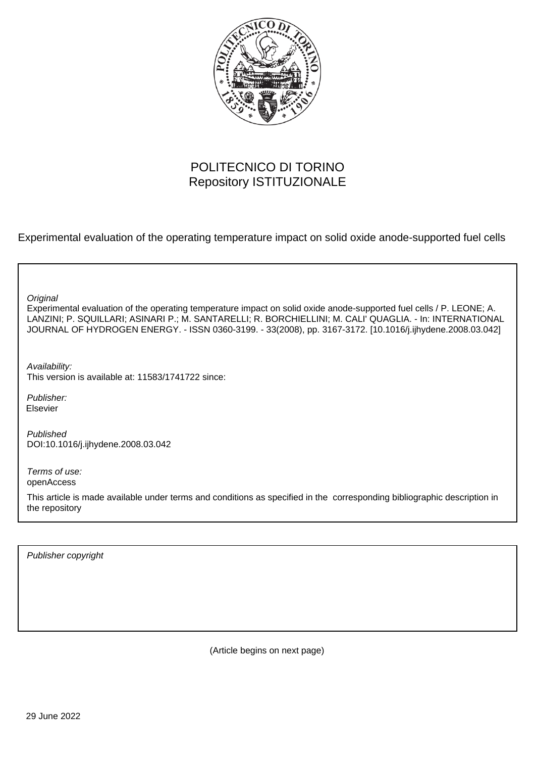POLITECNICO DI TORINO
Repository ISTITUZIONALE

Experimental evaluation of the operating temperature impact on solid oxide anode-supported fuel cells

*Original*
Experimental evaluation of the operating temperature impact on solid oxide anode-supported fuel cells / P. LEONE; A. LANZINI; P. SQUILLARI; ASINARI P.; M. SANTARELLI; R. BORCHIELLINI; M. CALI' QUAGLIA. - In: INTERNATIONAL JOURNAL OF HYDROGEN ENERGY. - ISSN 0360-3199. - 33(2008), pp. 3167-3172. [10.1016/j.ijhydene.2008.03.042]

*Availability:*
This version is available at: 11583/1741722 since:

*Publisher:*
Elsevier

*Published*
DOI:10.1016/j.ijhydene.2008.03.042

*Terms of use:*
openAccess

This article is made available under terms and conditions as specified in the corresponding bibliographic description in the repository

*Publisher copyright*

(Article begins on next page)

29 June 2022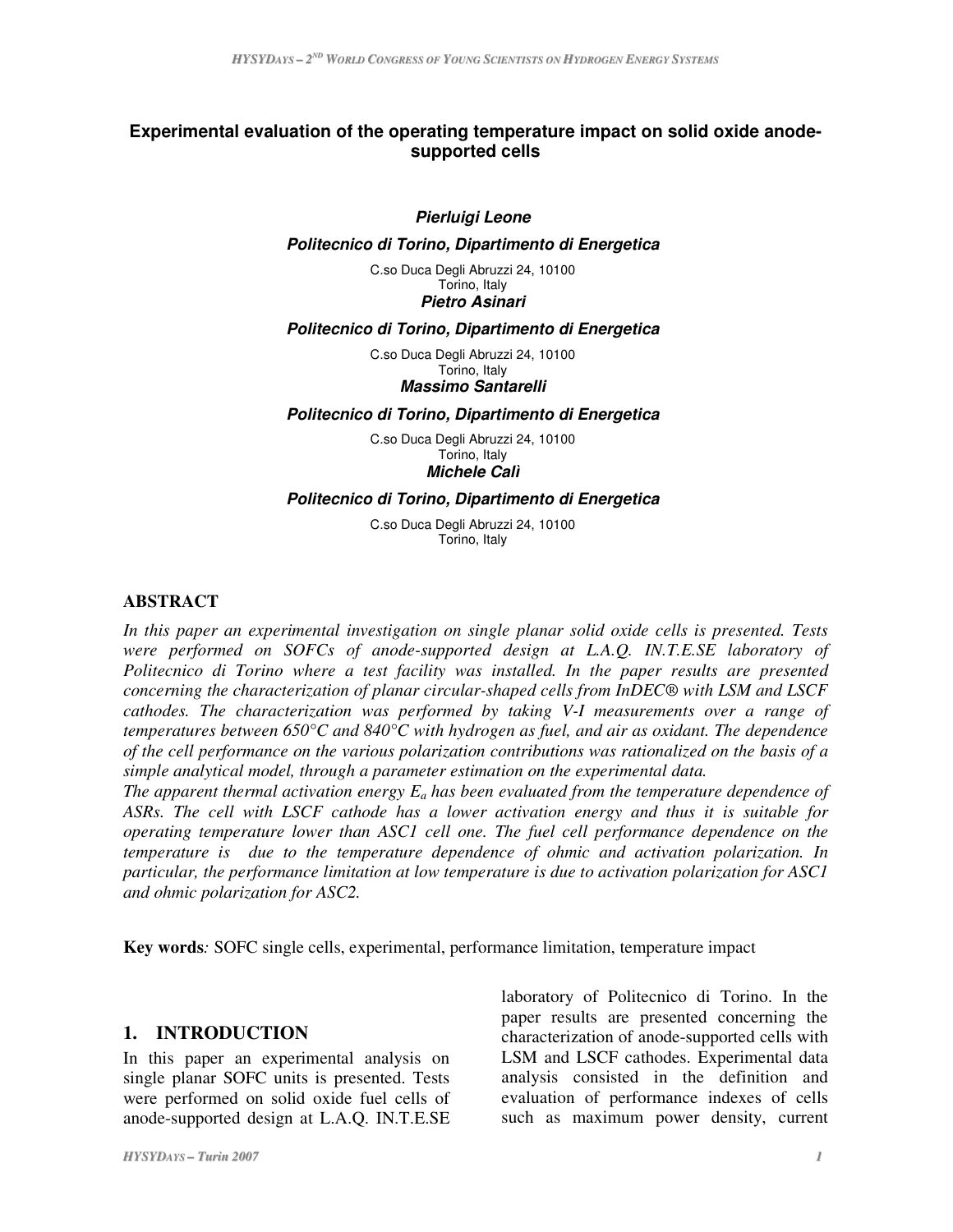# Experimental evaluation of the operating temperature impact on solid oxide anode-supported cells

***Pierluigi Leone***

***Politecnico di Torino, Dipartimento di Energetica***

C.so Duca Degli Abruzzi 24, 10100
Torino, Italy

***Pietro Asinari***

***Politecnico di Torino, Dipartimento di Energetica***

C.so Duca Degli Abruzzi 24, 10100
Torino, Italy

***Massimo Santarelli***

***Politecnico di Torino, Dipartimento di Energetica***

C.so Duca Degli Abruzzi 24, 10100
Torino, Italy

***Michele Calì***

***Politecnico di Torino, Dipartimento di Energetica***

C.so Duca Degli Abruzzi 24, 10100
Torino, Italy

## ABSTRACT

*In this paper an experimental investigation on single planar solid oxide cells is presented. Tests were performed on SOFCs of anode-supported design at L.A.Q. IN.T.E.SE laboratory of Politecnico di Torino where a test facility was installed. In the paper results are presented concerning the characterization of planar circular-shaped cells from InDEC® with LSM and LSCF cathodes. The characterization was performed by taking V-I measurements over a range of temperatures between 650°C and 840°C with hydrogen as fuel, and air as oxidant. The dependence of the cell performance on the various polarization contributions was rationalized on the basis of a simple analytical model, through a parameter estimation on the experimental data.*

*The apparent thermal activation energy $E_a$ has been evaluated from the temperature dependence of ASRs. The cell with LSCF cathode has a lower activation energy and thus it is suitable for operating temperature lower than ASC1 cell one. The fuel cell performance dependence on the temperature is due to the temperature dependence of ohmic and activation polarization. In particular, the performance limitation at low temperature is due to activation polarization for ASC1 and ohmic polarization for ASC2.*

**Key words***:* SOFC single cells, experimental, performance limitation, temperature impact

## 1. INTRODUCTION

In this paper an experimental analysis on single planar SOFC units is presented. Tests were performed on solid oxide fuel cells of anode-supported design at L.A.Q. IN.T.E.SE laboratory of Politecnico di Torino. In the paper results are presented concerning the characterization of anode-supported cells with LSM and LSCF cathodes. Experimental data analysis consisted in the definition and evaluation of performance indexes of cells such as maximum power density, current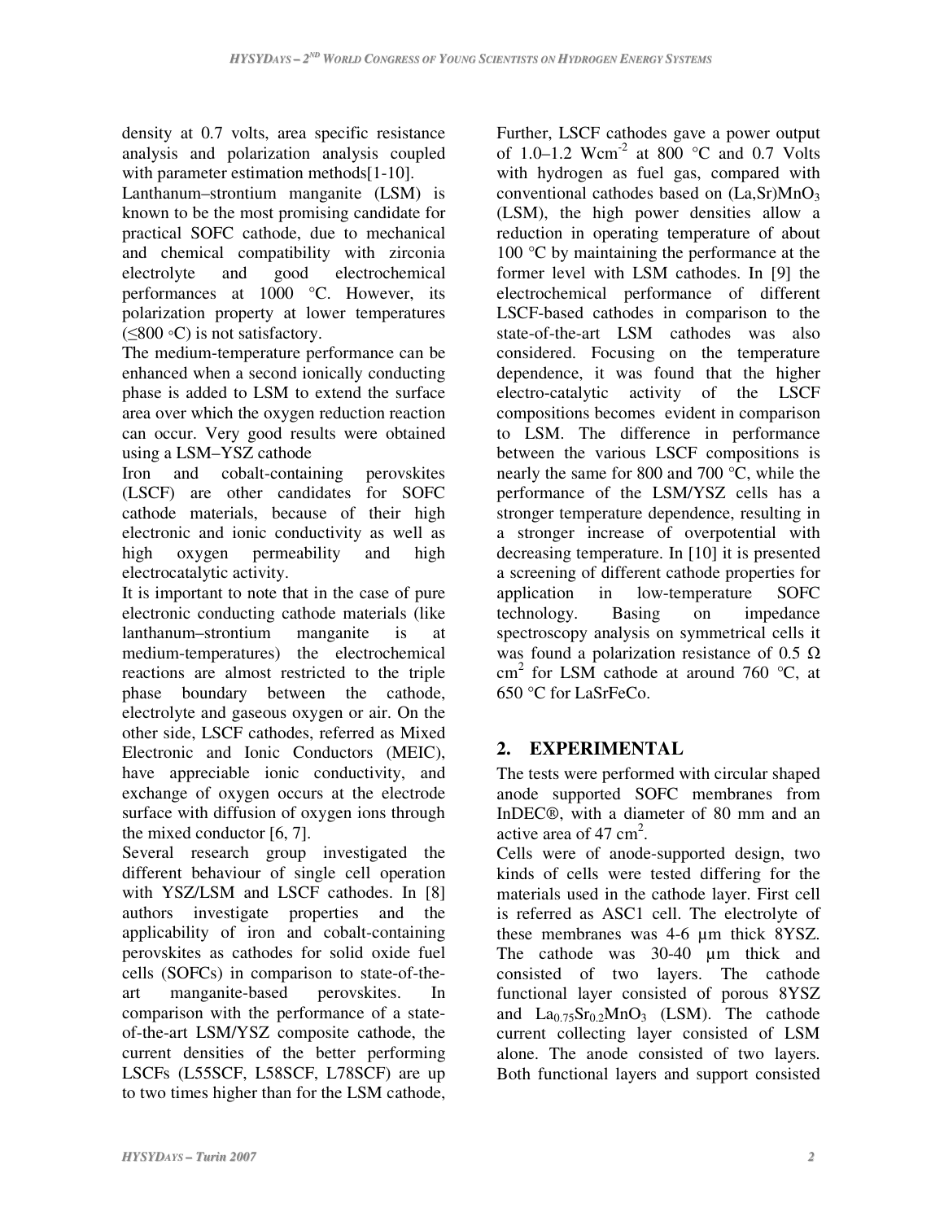density at 0.7 volts, area specific resistance analysis and polarization analysis coupled with parameter estimation methods[1-10].

Lanthanum–strontium manganite (LSM) is known to be the most promising candidate for practical SOFC cathode, due to mechanical and chemical compatibility with zirconia electrolyte and good electrochemical performances at 1000 °C. However, its polarization property at lower temperatures (≤800 ◦C) is not satisfactory.

The medium-temperature performance can be enhanced when a second ionically conducting phase is added to LSM to extend the surface area over which the oxygen reduction reaction can occur. Very good results were obtained using a LSM–YSZ cathode

Iron and cobalt-containing perovskites (LSCF) are other candidates for SOFC cathode materials, because of their high electronic and ionic conductivity as well as high oxygen permeability and high electrocatalytic activity.

It is important to note that in the case of pure electronic conducting cathode materials (like lanthanum–strontium manganite is at medium-temperatures) the electrochemical reactions are almost restricted to the triple phase boundary between the cathode, electrolyte and gaseous oxygen or air. On the other side, LSCF cathodes, referred as Mixed Electronic and Ionic Conductors (MEIC), have appreciable ionic conductivity, and exchange of oxygen occurs at the electrode surface with diffusion of oxygen ions through the mixed conductor [6, 7].

Several research group investigated the different behaviour of single cell operation with YSZ/LSM and LSCF cathodes. In [8] authors investigate properties and the applicability of iron and cobalt-containing perovskites as cathodes for solid oxide fuel cells (SOFCs) in comparison to state-of-the-art manganite-based perovskites. In comparison with the performance of a state-of-the-art LSM/YSZ composite cathode, the current densities of the better performing LSCFs (L55SCF, L58SCF, L78SCF) are up to two times higher than for the LSM cathode, Further, LSCF cathodes gave a power output of 1.0–1.2 $Wcm^{-2}$ at 800 °C and 0.7 Volts with hydrogen as fuel gas, compared with conventional cathodes based on $(La,Sr)MnO_3$ (LSM), the high power densities allow a reduction in operating temperature of about 100 °C by maintaining the performance at the former level with LSM cathodes. In [9] the electrochemical performance of different LSCF-based cathodes in comparison to the state-of-the-art LSM cathodes was also considered. Focusing on the temperature dependence, it was found that the higher electro-catalytic activity of the LSCF compositions becomes evident in comparison to LSM. The difference in performance between the various LSCF compositions is nearly the same for 800 and 700 °C, while the performance of the LSM/YSZ cells has a stronger temperature dependence, resulting in a stronger increase of overpotential with decreasing temperature. In [10] it is presented a screening of different cathode properties for application in low-temperature SOFC technology. Basing on impedance spectroscopy analysis on symmetrical cells it was found a polarization resistance of 0.5 Ω $cm^2$ for LSM cathode at around 760 °C, at 650 °C for LaSrFeCo.

## 2. EXPERIMENTAL

The tests were performed with circular shaped anode supported SOFC membranes from InDEC®, with a diameter of 80 mm and an active area of 47 $cm^2$.

Cells were of anode-supported design, two kinds of cells were tested differing for the materials used in the cathode layer. First cell is referred as ASC1 cell. The electrolyte of these membranes was 4-6 µm thick 8YSZ. The cathode was 30-40 µm thick and consisted of two layers. The cathode functional layer consisted of porous 8YSZ and $La_{0.75}Sr_{0.2}MnO_3$ (LSM). The cathode current collecting layer consisted of LSM alone. The anode consisted of two layers. Both functional layers and support consisted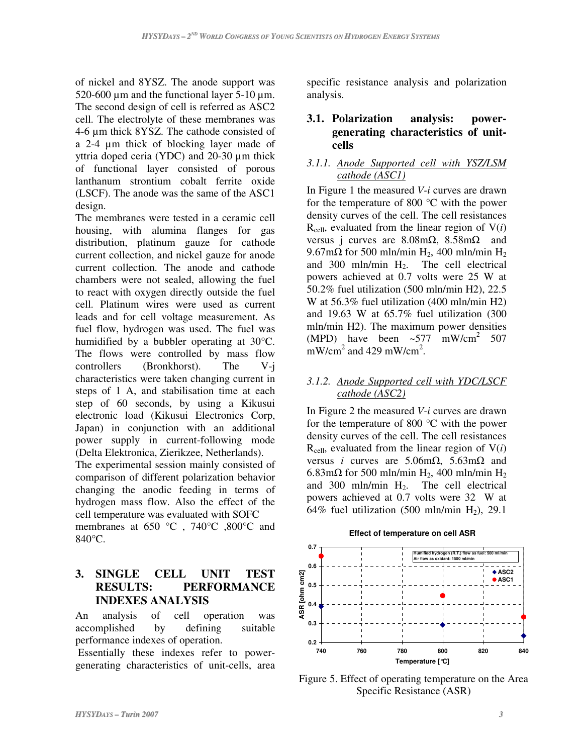of nickel and 8YSZ. The anode support was 520-600 µm and the functional layer 5-10 µm. The second design of cell is referred as ASC2 cell. The electrolyte of these membranes was 4-6 µm thick 8YSZ. The cathode consisted of a 2-4 µm thick of blocking layer made of yttria doped ceria (YDC) and 20-30 µm thick of functional layer consisted of porous lanthanum strontium cobalt ferrite oxide (LSCF). The anode was the same of the ASC1 design.

The membranes were tested in a ceramic cell housing, with alumina flanges for gas distribution, platinum gauze for cathode current collection, and nickel gauze for anode current collection. The anode and cathode chambers were not sealed, allowing the fuel to react with oxygen directly outside the fuel cell. Platinum wires were used as current leads and for cell voltage measurement. As fuel flow, hydrogen was used. The fuel was humidified by a bubbler operating at 30°C. The flows were controlled by mass flow controllers (Bronkhorst). The V-j characteristics were taken changing current in steps of 1 A, and stabilisation time at each step of 60 seconds, by using a Kikusui electronic load (Kikusui Electronics Corp, Japan) in conjunction with an additional power supply in current-following mode (Delta Elektronica, Zierikzee, Netherlands).

The experimental session mainly consisted of comparison of different polarization behavior changing the anodic feeding in terms of hydrogen mass flow. Also the effect of the cell temperature was evaluated with SOFC membranes at 650 °C , 740°C ,800°C and 840°C.

## 3. SINGLE CELL UNIT TEST RESULTS: PERFORMANCE INDEXES ANALYSIS

An analysis of cell operation was accomplished by defining suitable performance indexes of operation.

Essentially these indexes refer to power-generating characteristics of unit-cells, area specific resistance analysis and polarization analysis.

### 3.1. Polarization analysis: power-generating characteristics of unit-cells

#### 3.1.1. *Anode Supported cell with YSZ/LSM cathode (ASC1)*

In Figure 1 the measured *V-i* curves are drawn for the temperature of 800 °C with the power density curves of the cell. The cell resistances $R_{cell}$, evaluated from the linear region of V(*i*) versus j curves are 8.08mΩ, 8.58mΩ and 9.67mΩ for 500 mln/min $H_2$, 400 mln/min $H_2$ and 300 mln/min $H_2$. The cell electrical powers achieved at 0.7 volts were 25 W at 50.2% fuel utilization (500 mln/min H2), 22.5 W at 56.3% fuel utilization (400 mln/min H2) and 19.63 W at 65.7% fuel utilization (300 mln/min H2). The maximum power densities (MPD) have been ~577 mW/cm$^2$ 507 mW/cm$^2$ and 429 mW/cm$^2$.

#### 3.1.2. *Anode Supported cell with YDC/LSCF cathode (ASC2)*

In Figure 2 the measured *V-i* curves are drawn for the temperature of 800 °C with the power density curves of the cell. The cell resistances $R_{cell}$, evaluated from the linear region of V(*i*) versus *i* curves are 5.06mΩ, 5.63mΩ and 6.83mΩ for 500 mln/min $H_2$, 400 mln/min $H_2$ and 300 mln/min $H_2$. The cell electrical powers achieved at 0.7 volts were 32 W at 64% fuel utilization (500 mln/min $H_2$), 29.1

Figure 5. Effect of operating temperature on the Area Specific Resistance (ASR)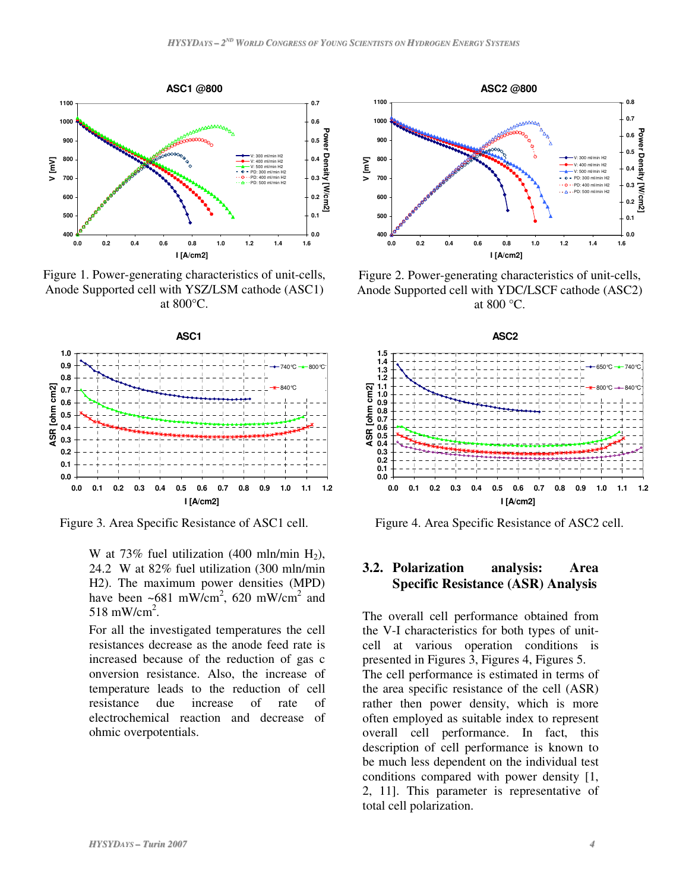Figure 1. Power-generating characteristics of unit-cells, Anode Supported cell with YSZ/LSM cathode (ASC1) at 800°C.

Figure 2. Power-generating characteristics of unit-cells, Anode Supported cell with YDC/LSCF cathode (ASC2) at 800 °C.

Figure 3. Area Specific Resistance of ASC1 cell.

Figure 4. Area Specific Resistance of ASC2 cell.

W at 73% fuel utilization (400 mln/min $H_2$), 24.2 W at 82% fuel utilization (300 mln/min H2). The maximum power densities (MPD) have been ~681 mW/cm$^2$, 620 mW/cm$^2$ and 518 mW/cm$^2$.

For all the investigated temperatures the cell resistances decrease as the anode feed rate is increased because of the reduction of gas c onversion resistance. Also, the increase of temperature leads to the reduction of cell resistance due increase of rate of electrochemical reaction and decrease of ohmic overpotentials.

## 3.2. Polarization analysis: Area Specific Resistance (ASR) Analysis

The overall cell performance obtained from the V-I characteristics for both types of unit-cell at various operation conditions is presented in Figures 3, Figures 4, Figures 5. The cell performance is estimated in terms of the area specific resistance of the cell (ASR) rather then power density, which is more often employed as suitable index to represent overall cell performance. In fact, this description of cell performance is known to be much less dependent on the individual test conditions compared with power density [1, 2, 11]. This parameter is representative of total cell polarization.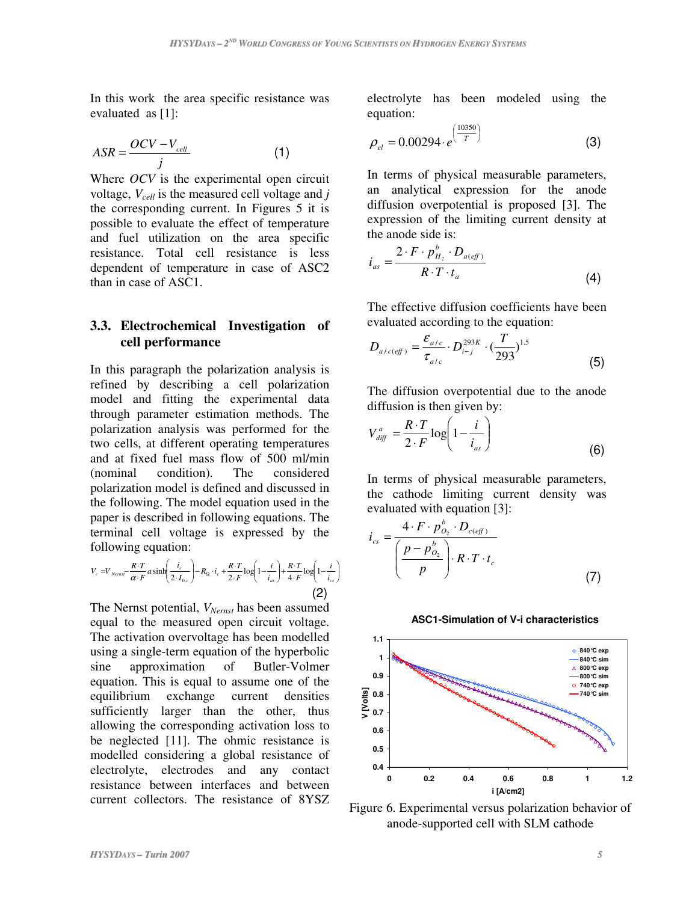In this work the area specific resistance was evaluated as [1]:

$$ASR = \frac{OCV - V_{cell}}{j} \tag{1}$$

Where $OCV$ is the experimental open circuit voltage, $V_{cell}$ is the measured cell voltage and $j$ the corresponding current. In Figures 5 it is possible to evaluate the effect of temperature and fuel utilization on the area specific resistance. Total cell resistance is less dependent of temperature in case of ASC2 than in case of ASC1.

### 3.3. Electrochemical Investigation of cell performance

In this paragraph the polarization analysis is refined by describing a cell polarization model and fitting the experimental data through parameter estimation methods. The polarization analysis was performed for the two cells, at different operating temperatures and at fixed fuel mass flow of 500 ml/min (nominal condition). The considered polarization model is defined and discussed in the following. The model equation used in the paper is described in following equations. The terminal cell voltage is expressed by the following equation:

$$V_c = V_{Nernst} - \frac{R \cdot T}{\alpha \cdot F} a\sinh\left(\frac{i_c}{2 \cdot I_{0,c}}\right) - R_{\Omega} \cdot i_c + \frac{R \cdot T}{2 \cdot F}\log\left(1 - \frac{i}{i_{as}}\right) + \frac{R \cdot T}{4 \cdot F}\log\left(1 - \frac{i}{i_{cs}}\right) \tag{2}$$

The Nernst potential, $V_{Nernst}$ has been assumed equal to the measured open circuit voltage. The activation overvoltage has been modelled using a single-term equation of the hyperbolic sine approximation of Butler-Volmer equation. This is equal to assume one of the equilibrium exchange current densities sufficiently larger than the other, thus allowing the corresponding activation loss to be neglected [11]. The ohmic resistance is modelled considering a global resistance of electrolyte, electrodes and any contact resistance between interfaces and between current collectors. The resistance of 8YSZ electrolyte has been modeled using the equation:

$$\rho_{el} = 0.00294 \cdot e^{\left(\frac{10350}{T}\right)} \tag{3}$$

In terms of physical measurable parameters, an analytical expression for the anode diffusion overpotential is proposed [3]. The expression of the limiting current density at the anode side is:

$$i_{as} = \frac{2 \cdot F \cdot p^{b}_{H_2} \cdot D_{a(eff)}}{R \cdot T \cdot t_a} \tag{4}$$

The effective diffusion coefficients have been evaluated according to the equation:

$$D_{a/c(eff)} = \frac{\varepsilon_{a/c}}{\tau_{a/c}} \cdot D^{293K}_{i-j} \cdot \left(\frac{T}{293}\right)^{1.5} \tag{5}$$

The diffusion overpotential due to the anode diffusion is then given by:

$$V^{a}_{diff} = \frac{R \cdot T}{2 \cdot F}\log\left(1 - \frac{i}{i_{as}}\right) \tag{6}$$

In terms of physical measurable parameters, the cathode limiting current density was evaluated with equation [3]:

$$i_{cs} = \frac{4 \cdot F \cdot p^{b}_{O_2} \cdot D_{c(eff)}}{\left(\frac{p - p^{b}_{O_2}}{p}\right) \cdot R \cdot T \cdot t_c} \tag{7}$$

Figure 6. Experimental versus polarization behavior of anode-supported cell with SLM cathode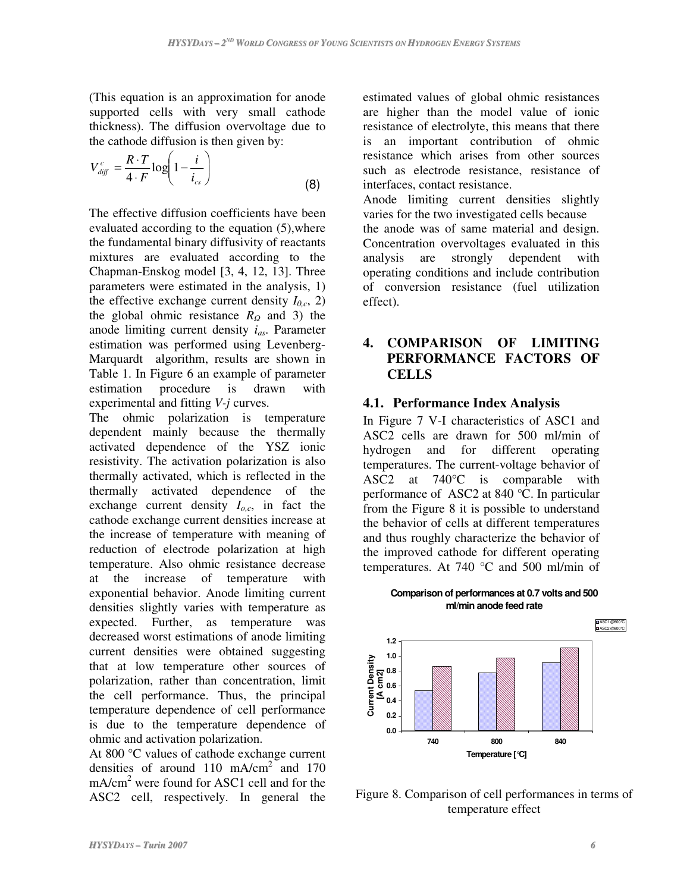(This equation is an approximation for anode supported cells with very small cathode thickness). The diffusion overvoltage due to the cathode diffusion is then given by:

$$V_{diff}^{c} = \frac{R \cdot T}{4 \cdot F} \log\left(1 - \frac{i}{i_{cs}}\right) \tag{8}$$

The effective diffusion coefficients have been evaluated according to the equation (5),where the fundamental binary diffusivity of reactants mixtures are evaluated according to the Chapman-Enskog model [3, 4, 12, 13]. Three parameters were estimated in the analysis, 1) the effective exchange current density $I_{0,c}$, 2) the global ohmic resistance $R_{\Omega}$ and 3) the anode limiting current density $i_{as}$. Parameter estimation was performed using Levenberg-Marquardt algorithm, results are shown in Table 1. In Figure 6 an example of parameter estimation procedure is drawn with experimental and fitting *V-j* curves.

The ohmic polarization is temperature dependent mainly because the thermally activated dependence of the YSZ ionic resistivity. The activation polarization is also thermally activated, which is reflected in the thermally activated dependence of the exchange current density $I_{o,c}$, in fact the cathode exchange current densities increase at the increase of temperature with meaning of reduction of electrode polarization at high temperature. Also ohmic resistance decrease at the increase of temperature with exponential behavior. Anode limiting current densities slightly varies with temperature as expected. Further, as temperature was decreased worst estimations of anode limiting current densities were obtained suggesting that at low temperature other sources of polarization, rather than concentration, limit the cell performance. Thus, the principal temperature dependence of cell performance is due to the temperature dependence of ohmic and activation polarization.

At 800 °C values of cathode exchange current densities of around 110 mA/cm$^2$ and 170 mA/cm$^2$ were found for ASC1 cell and for the ASC2 cell, respectively. In general the estimated values of global ohmic resistances are higher than the model value of ionic resistance of electrolyte, this means that there is an important contribution of ohmic resistance which arises from other sources such as electrode resistance, resistance of interfaces, contact resistance.

Anode limiting current densities slightly varies for the two investigated cells because the anode was of same material and design. Concentration overvoltages evaluated in this analysis are strongly dependent with operating conditions and include contribution of conversion resistance (fuel utilization effect).

## 4. COMPARISON OF LIMITING PERFORMANCE FACTORS OF CELLS

### 4.1. Performance Index Analysis

In Figure 7 V-I characteristics of ASC1 and ASC2 cells are drawn for 500 ml/min of hydrogen and for different operating temperatures. The current-voltage behavior of ASC2 at 740°C is comparable with performance of ASC2 at 840 °C. In particular from the Figure 8 it is possible to understand the behavior of cells at different temperatures and thus roughly characterize the behavior of the improved cathode for different operating temperatures. At 740 °C and 500 ml/min of

Figure 8. Comparison of cell performances in terms of temperature effect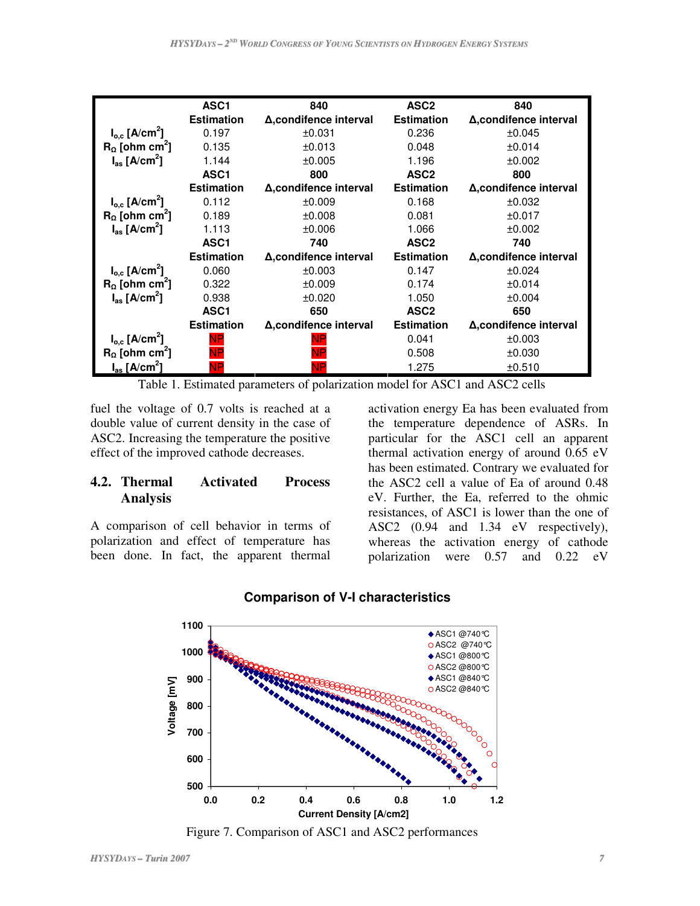|  | ASC1 | 840 | ASC2 | 840 |
|---|---|---|---|---|
|  | Estimation | Δ,condifence interval | Estimation | Δ,condifence interval |
| $I_{o,c}$ [A/cm$^2$] | 0.197 | ±0.031 | 0.236 | ±0.045 |
| $R_\Omega$ [ohm cm$^2$] | 0.135 | ±0.013 | 0.048 | ±0.014 |
| $I_{as}$ [A/cm$^2$] | 1.144 | ±0.005 | 1.196 | ±0.002 |
|  | ASC1 | 800 | ASC2 | 800 |
|  | Estimation | Δ,condifence interval | Estimation | Δ,condifence interval |
| $I_{o,c}$ [A/cm$^2$] | 0.112 | ±0.009 | 0.168 | ±0.032 |
| $R_\Omega$ [ohm cm$^2$] | 0.189 | ±0.008 | 0.081 | ±0.017 |
| $I_{as}$ [A/cm$^2$] | 1.113 | ±0.006 | 1.066 | ±0.002 |
|  | ASC1 | 740 | ASC2 | 740 |
|  | Estimation | Δ,condifence interval | Estimation | Δ,condifence interval |
| $I_{o,c}$ [A/cm$^2$] | 0.060 | ±0.003 | 0.147 | ±0.024 |
| $R_\Omega$ [ohm cm$^2$] | 0.322 | ±0.009 | 0.174 | ±0.014 |
| $I_{as}$ [A/cm$^2$] | 0.938 | ±0.020 | 1.050 | ±0.004 |
|  | ASC1 | 650 | ASC2 | 650 |
|  | Estimation | Δ,condifence interval | Estimation | Δ,condifence interval |
| $I_{o,c}$ [A/cm$^2$] | NP | NP | 0.041 | ±0.003 |
| $R_\Omega$ [ohm cm$^2$] | NP | NP | 0.508 | ±0.030 |
| $I_{as}$ [A/cm$^2$] | NP | NP | 1.275 | ±0.510 |

Table 1. Estimated parameters of polarization model for ASC1 and ASC2 cells

fuel the voltage of 0.7 volts is reached at a double value of current density in the case of ASC2. Increasing the temperature the positive effect of the improved cathode decreases.

### 4.2. Thermal Activated Process Analysis

A comparison of cell behavior in terms of polarization and effect of temperature has been done. In fact, the apparent thermal activation energy Ea has been evaluated from the temperature dependence of ASRs. In particular for the ASC1 cell an apparent thermal activation energy of around 0.65 eV has been estimated. Contrary we evaluated for the ASC2 cell a value of Ea of around 0.48 eV. Further, the Ea, referred to the ohmic resistances, of ASC1 is lower than the one of ASC2 (0.94 and 1.34 eV respectively), whereas the activation energy of cathode polarization were 0.57 and 0.22 eV

Figure 7. Comparison of ASC1 and ASC2 performances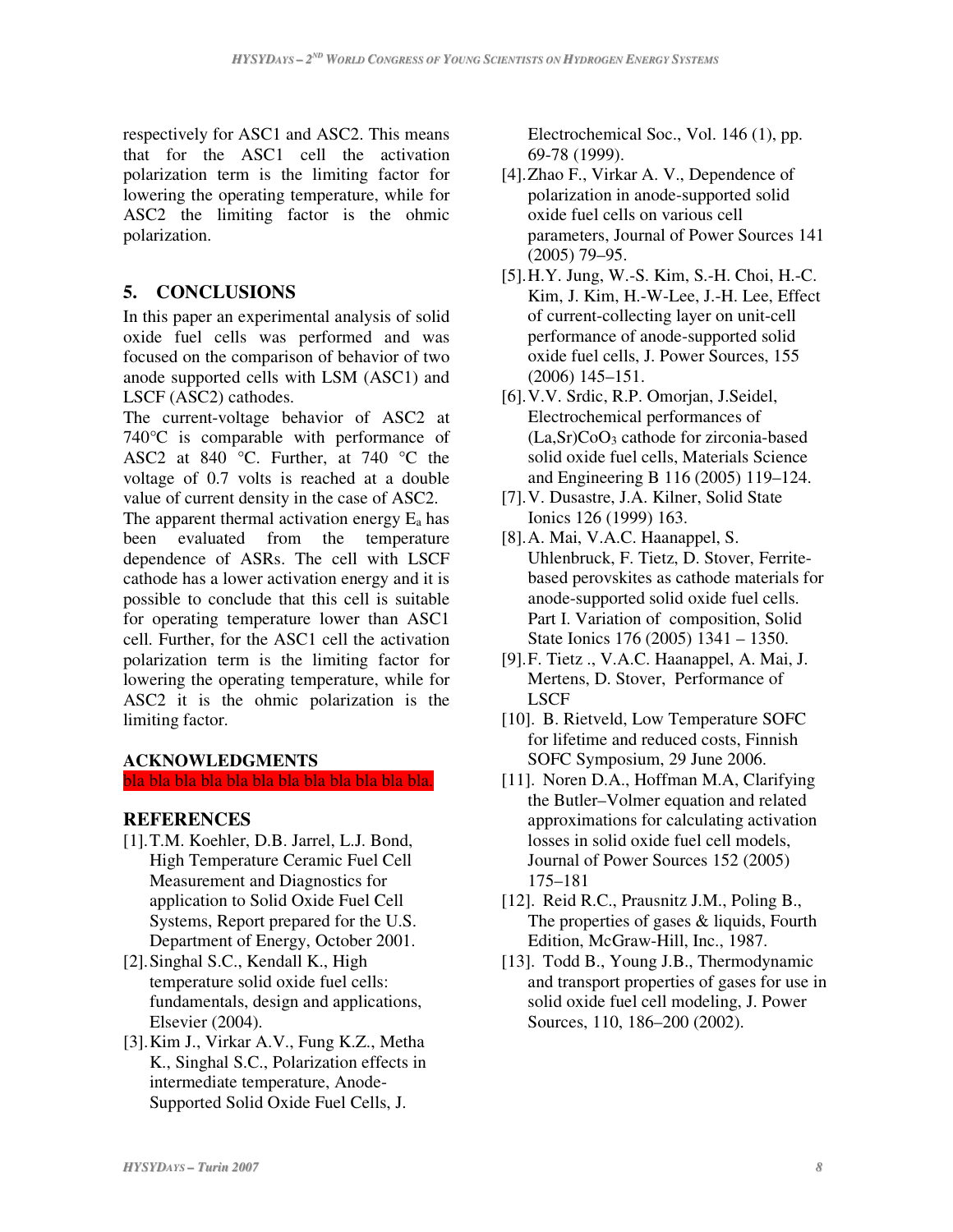respectively for ASC1 and ASC2. This means that for the ASC1 cell the activation polarization term is the limiting factor for lowering the operating temperature, while for ASC2 the limiting factor is the ohmic polarization.

## 5. CONCLUSIONS

In this paper an experimental analysis of solid oxide fuel cells was performed and was focused on the comparison of behavior of two anode supported cells with LSM (ASC1) and LSCF (ASC2) cathodes.

The current-voltage behavior of ASC2 at 740°C is comparable with performance of ASC2 at 840 °C. Further, at 740 °C the voltage of 0.7 volts is reached at a double value of current density in the case of ASC2.

The apparent thermal activation energy $E_a$ has been evaluated from the temperature dependence of ASRs. The cell with LSCF cathode has a lower activation energy and it is possible to conclude that this cell is suitable for operating temperature lower than ASC1 cell. Further, for the ASC1 cell the activation polarization term is the limiting factor for lowering the operating temperature, while for ASC2 it is the ohmic polarization is the limiting factor.

## ACKNOWLEDGMENTS

bla bla bla bla bla bla bla bla bla bla bla bla.

## REFERENCES

[1]. T.M. Koehler, D.B. Jarrel, L.J. Bond, High Temperature Ceramic Fuel Cell Measurement and Diagnostics for application to Solid Oxide Fuel Cell Systems, Report prepared for the U.S. Department of Energy, October 2001.

[2]. Singhal S.C., Kendall K., High temperature solid oxide fuel cells: fundamentals, design and applications, Elsevier (2004).

[3]. Kim J., Virkar A.V., Fung K.Z., Metha K., Singhal S.C., Polarization effects in intermediate temperature, Anode-Supported Solid Oxide Fuel Cells, J. Electrochemical Soc., Vol. 146 (1), pp. 69-78 (1999).

[4]. Zhao F., Virkar A. V., Dependence of polarization in anode-supported solid oxide fuel cells on various cell parameters, Journal of Power Sources 141 (2005) 79–95.

[5]. H.Y. Jung, W.-S. Kim, S.-H. Choi, H.-C. Kim, J. Kim, H.-W-Lee, J.-H. Lee, Effect of current-collecting layer on unit-cell performance of anode-supported solid oxide fuel cells, J. Power Sources, 155 (2006) 145–151.

[6]. V.V. Srdic, R.P. Omorjan, J.Seidel, Electrochemical performances of $(La,Sr)CoO_3$ cathode for zirconia-based solid oxide fuel cells, Materials Science and Engineering B 116 (2005) 119–124.

[7]. V. Dusastre, J.A. Kilner, Solid State Ionics 126 (1999) 163.

[8]. A. Mai, V.A.C. Haanappel, S. Uhlenbruck, F. Tietz, D. Stover, Ferrite-based perovskites as cathode materials for anode-supported solid oxide fuel cells. Part I. Variation of composition, Solid State Ionics 176 (2005) 1341 – 1350.

[9]. F. Tietz ., V.A.C. Haanappel, A. Mai, J. Mertens, D. Stover, Performance of LSCF

[10]. B. Rietveld, Low Temperature SOFC for lifetime and reduced costs, Finnish SOFC Symposium, 29 June 2006.

[11]. Noren D.A., Hoffman M.A, Clarifying the Butler–Volmer equation and related approximations for calculating activation losses in solid oxide fuel cell models, Journal of Power Sources 152 (2005) 175–181

[12]. Reid R.C., Prausnitz J.M., Poling B., The properties of gases & liquids, Fourth Edition, McGraw-Hill, Inc., 1987.

[13]. Todd B., Young J.B., Thermodynamic and transport properties of gases for use in solid oxide fuel cell modeling, J. Power Sources, 110, 186–200 (2002).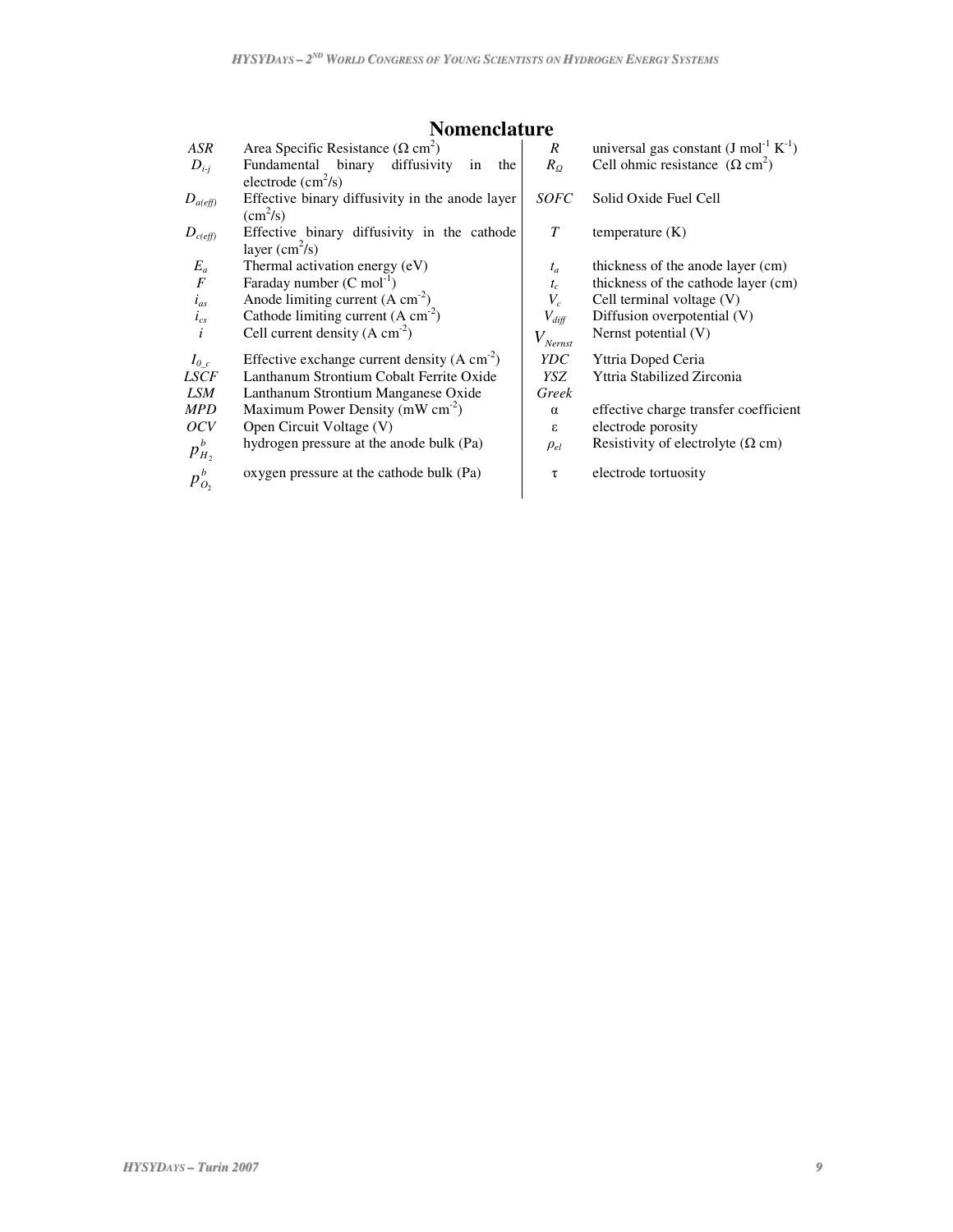# Nomenclature

| | | | |
|---|---|---|---|
| $ASR$ | Area Specific Resistance ($\Omega$ cm$^2$) | $R$ | universal gas constant (J mol$^{-1}$ K$^{-1}$) |
| $D_{i\text{-}j}$ | Fundamental binary diffusivity in the electrode (cm$^2$/s) | $R_{\Omega}$ | Cell ohmic resistance ($\Omega$ cm$^2$) |
| $D_{a(eff)}$ | Effective binary diffusivity in the anode layer (cm$^2$/s) | $SOFC$ | Solid Oxide Fuel Cell |
| $D_{c(eff)}$ | Effective binary diffusivity in the cathode layer (cm$^2$/s) | $T$ | temperature (K) |
| $E_a$ | Thermal activation energy (eV) | $t_a$ | thickness of the anode layer (cm) |
| $F$ | Faraday number (C mol$^{-1}$) | $t_c$ | thickness of the cathode layer (cm) |
| $i_{as}$ | Anode limiting current (A cm$^{-2}$) | $V_c$ | Cell terminal voltage (V) |
| $i_{cs}$ | Cathode limiting current (A cm$^{-2}$) | $V_{diff}$ | Diffusion overpotential (V) |
| $i$ | Cell current density (A cm$^{-2}$) | $V_{Nernst}$ | Nernst potential (V) |
| $I_{0\_c}$ | Effective exchange current density (A cm$^{-2}$) | $YDC$ | Yttria Doped Ceria |
| $LSCF$ | Lanthanum Strontium Cobalt Ferrite Oxide | $YSZ$ | Yttria Stabilized Zirconia |
| $LSM$ | Lanthanum Strontium Manganese Oxide | *Greek* | |
| $MPD$ | Maximum Power Density (mW cm$^{-2}$) | $\alpha$ | effective charge transfer coefficient |
| $OCV$ | Open Circuit Voltage (V) | $\varepsilon$ | electrode porosity |
| $p^b_{H_2}$ | hydrogen pressure at the anode bulk (Pa) | $\rho_{el}$ | Resistivity of electrolyte ($\Omega$ cm) |
| $p^b_{O_2}$ | oxygen pressure at the cathode bulk (Pa) | $\tau$ | electrode tortuosity |